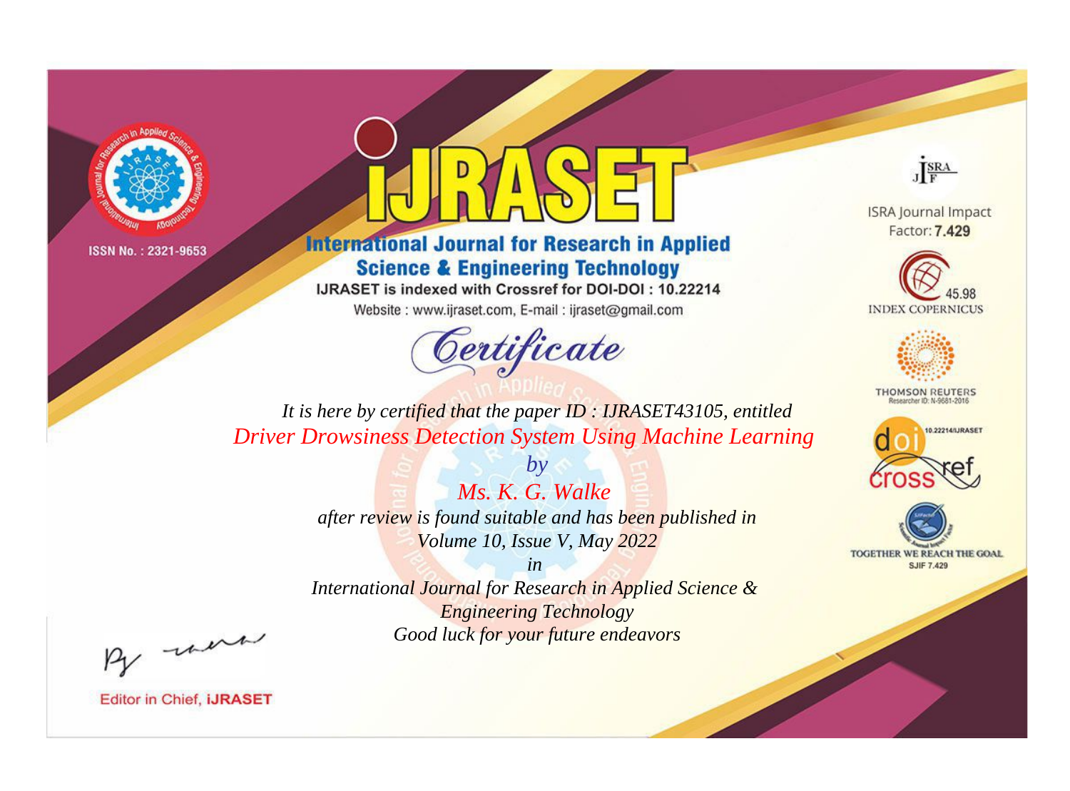ISSN No. : 2321-9653

# iJRASET

## International Journal for Research in Applied Science & Engineering Technology

IJRASET is indexed with Crossref for DOI-DOI : 10.22214

Website : www.ijraset.com, E-mail : ijraset@gmail.com

ISRA Journal Impact Factor: **7.429**

45.98 INDEX COPERNICUS

THOMSON REUTERS Researcher ID: N-9681-2016

10.22214/IJRASET

TOGETHER WE REACH THE GOAL SJIF 7.429

# *Certificate*

*It is here by certified that the paper ID : IJRASET43105, entitled*

*Driver Drowsiness Detection System Using Machine Learning*

*by*

*Ms. K. G. Walke*

*after review is found suitable and has been published in*

*Volume 10, Issue V, May 2022*

*in*

*International Journal for Research in Applied Science & Engineering Technology*

*Good luck for your future endeavors*

Editor in Chief, **iJRASET**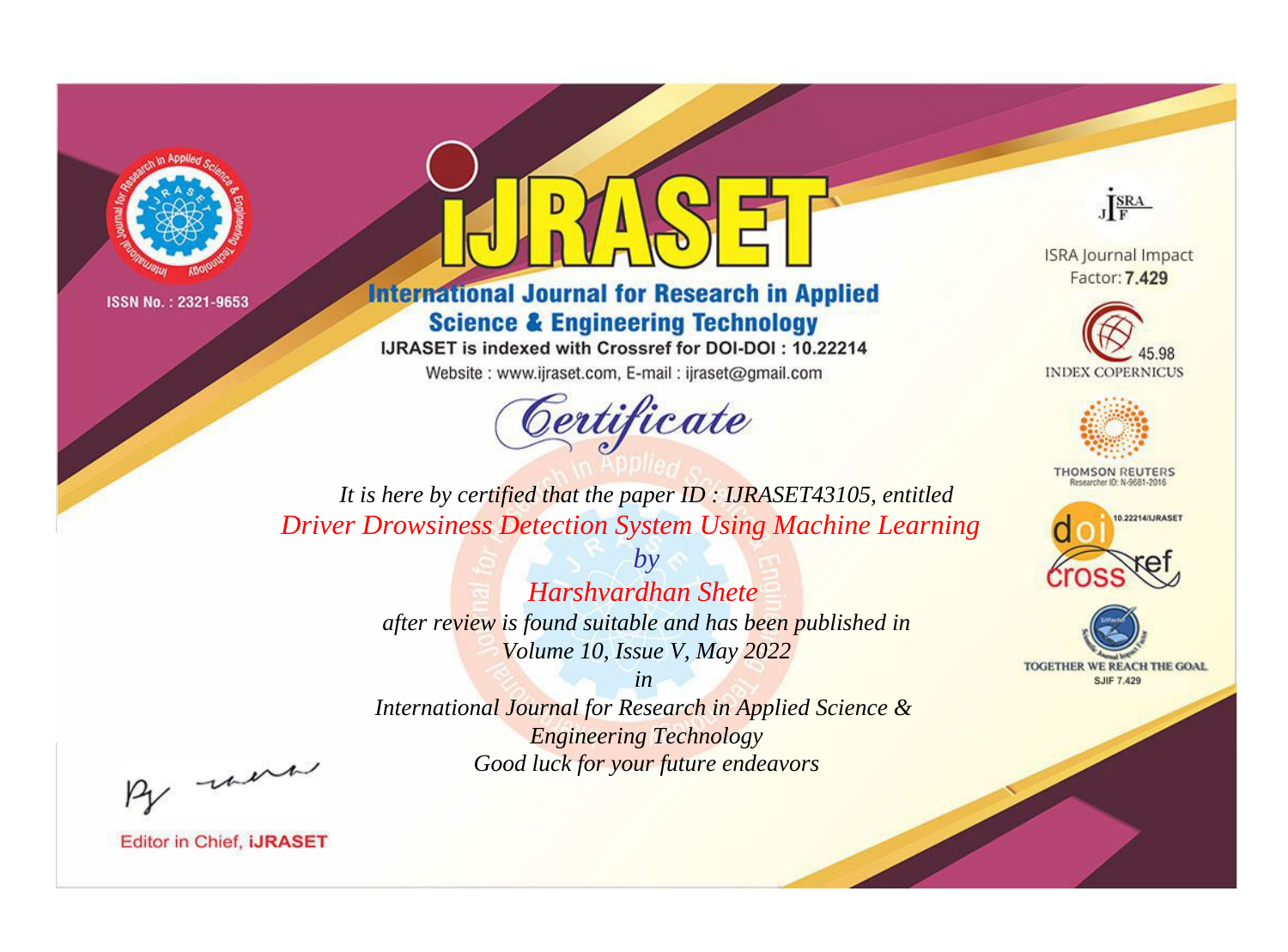ISSN No. : 2321-9653

# IJRASET

## International Journal for Research in Applied Science & Engineering Technology

IJRASET is indexed with Crossref for DOI-DOI : 10.22214

Website : www.ijraset.com, E-mail : ijraset@gmail.com

ISRA Journal Impact Factor: **7.429**

45.98 INDEX COPERNICUS

THOMSON REUTERS Researcher ID: N-9681-2016

10.22214/IJRASET

TOGETHER WE REACH THE GOAL SJIF 7.429

# *Certificate*

*It is here by certified that the paper ID : IJRASET43105, entitled*

*Driver Drowsiness Detection System Using Machine Learning*

*by*

*Harshvardhan Shete*

*after review is found suitable and has been published in*

*Volume 10, Issue V, May 2022*

*in*

*International Journal for Research in Applied Science & Engineering Technology*

*Good luck for your future endeavors*

Editor in Chief, **iJRASET**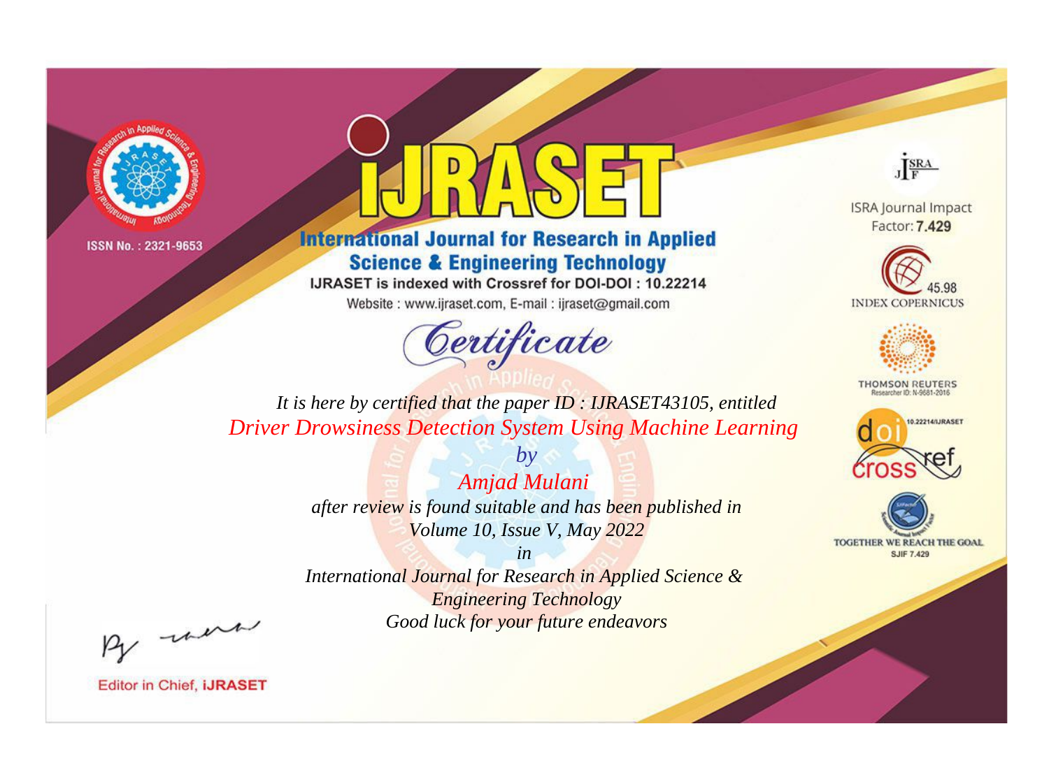ISSN No. : 2321-9653

# IJRASET

## International Journal for Research in Applied Science & Engineering Technology

IJRASET is indexed with Crossref for DOI-DOI : 10.22214

Website : www.ijraset.com, E-mail : ijraset@gmail.com

# Certificate

*It is here by certified that the paper ID : IJRASET43105, entitled*

*Driver Drowsiness Detection System Using Machine Learning*

*by*

*Amjad Mulani*

*after review is found suitable and has been published in*

*Volume 10, Issue V, May 2022*

*in*

*International Journal for Research in Applied Science & Engineering Technology*

*Good luck for your future endeavors*

ISRA Journal Impact Factor: **7.429**

45.98 INDEX COPERNICUS

THOMSON REUTERS Researcher ID: N-9681-2016

10.22214/IJRASET

TOGETHER WE REACH THE GOAL SJIF 7.429

Editor in Chief, **iJRASET**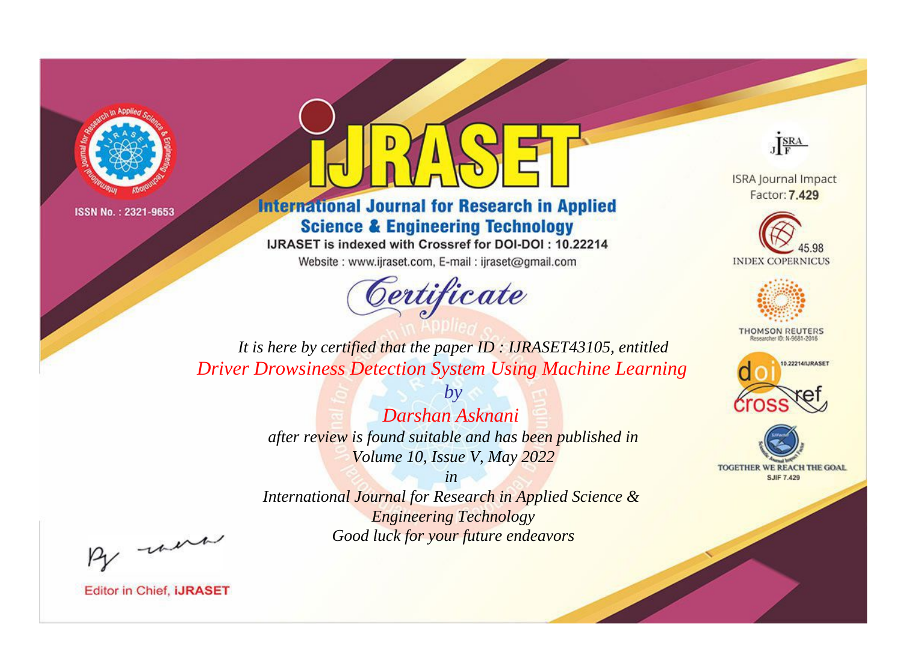ISSN No. : 2321-9653

# IJRASET

## International Journal for Research in Applied Science & Engineering Technology

IJRASET is indexed with Crossref for DOI-DOI : 10.22214

Website : www.ijraset.com, E-mail : ijraset@gmail.com

# *Certificate*

*It is here by certified that the paper ID : IJRASET43105, entitled*

*Driver Drowsiness Detection System Using Machine Learning*

*by*

*Darshan Asknani*

*after review is found suitable and has been published in*

*Volume 10, Issue V, May 2022*

*in*

*International Journal for Research in Applied Science & Engineering Technology*

*Good luck for your future endeavors*

ISRA Journal Impact Factor: **7.429**

45.98 INDEX COPERNICUS

THOMSON REUTERS Researcher ID: N-9681-2016

10.22214/IJRASET

TOGETHER WE REACH THE GOAL SJIF 7.429

Editor in Chief, **iJRASET**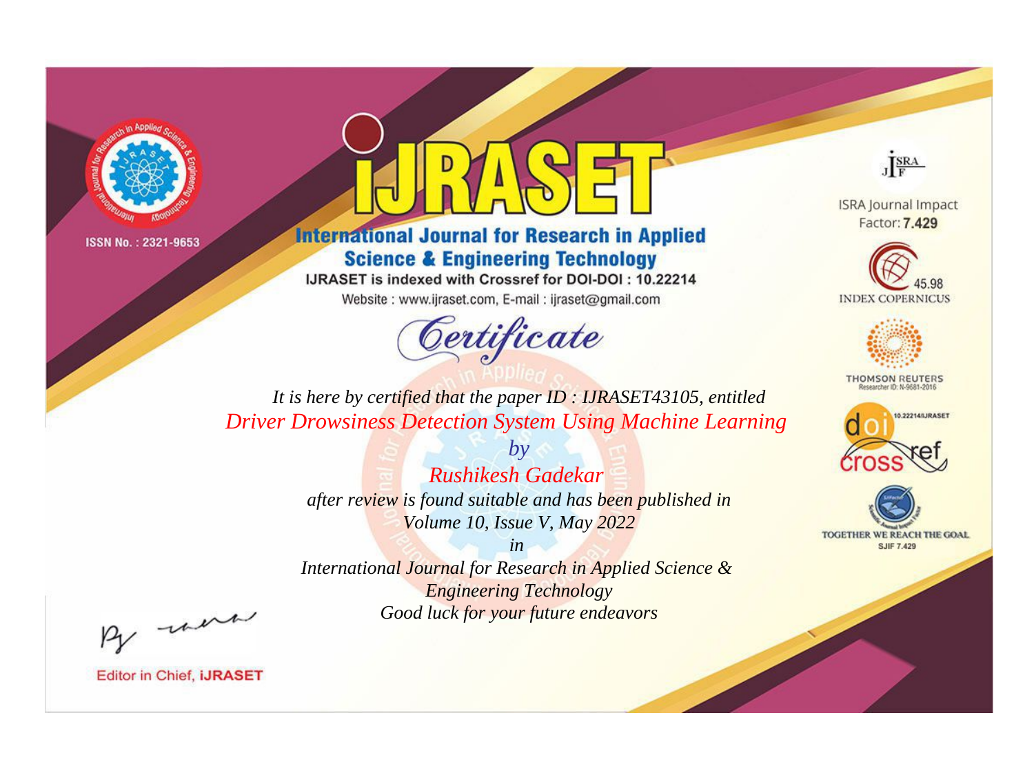ISSN No. : 2321-9653

# IJRASET

## International Journal for Research in Applied Science & Engineering Technology

IJRASET is indexed with Crossref for DOI-DOI : 10.22214

Website : www.ijraset.com, E-mail : ijraset@gmail.com

*Certificate*

*It is here by certified that the paper ID : IJRASET43105, entitled*

*Driver Drowsiness Detection System Using Machine Learning*

*by*

*Rushikesh Gadekar*

*after review is found suitable and has been published in*

*Volume 10, Issue V, May 2022*

*in*

*International Journal for Research in Applied Science & Engineering Technology*

*Good luck for your future endeavors*

ISRA Journal Impact Factor: **7.429**

45.98 INDEX COPERNICUS

THOMSON REUTERS Researcher ID: N-9681-2016

10.22214/IJRASET

TOGETHER WE REACH THE GOAL SJIF 7.429

Editor in Chief, **IJRASET**